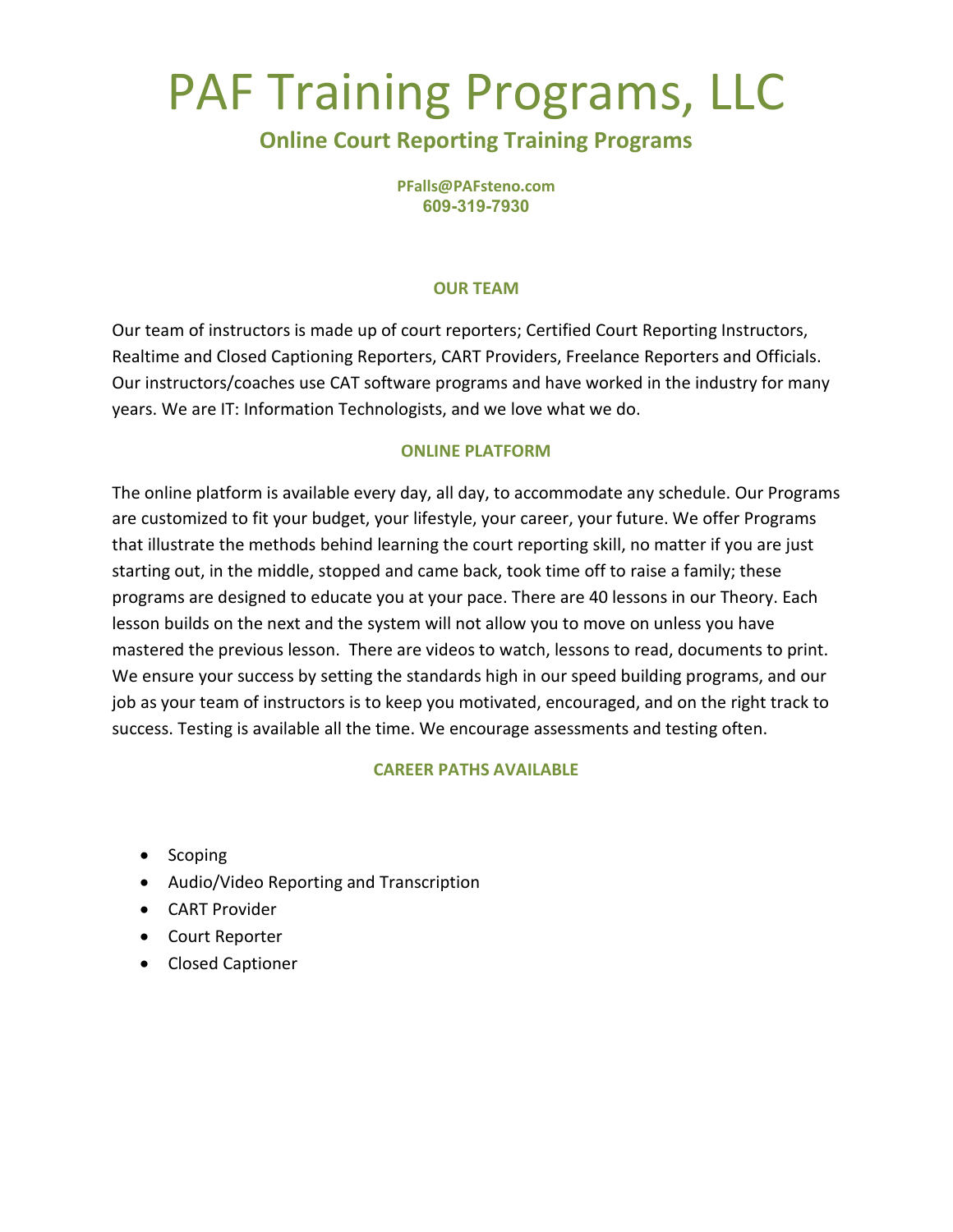# PAF Training Programs, LLC

## Online Court Reporting Training Programs

**PFalls@PAFsteno.com**
**609-319-7930**

### OUR TEAM

Our team of instructors is made up of court reporters; Certified Court Reporting Instructors, Realtime and Closed Captioning Reporters, CART Providers, Freelance Reporters and Officials. Our instructors/coaches use CAT software programs and have worked in the industry for many years. We are IT: Information Technologists, and we love what we do.

### ONLINE PLATFORM

The online platform is available every day, all day, to accommodate any schedule. Our Programs are customized to fit your budget, your lifestyle, your career, your future. We offer Programs that illustrate the methods behind learning the court reporting skill, no matter if you are just starting out, in the middle, stopped and came back, took time off to raise a family; these programs are designed to educate you at your pace. There are 40 lessons in our Theory. Each lesson builds on the next and the system will not allow you to move on unless you have mastered the previous lesson. There are videos to watch, lessons to read, documents to print. We ensure your success by setting the standards high in our speed building programs, and our job as your team of instructors is to keep you motivated, encouraged, and on the right track to success. Testing is available all the time. We encourage assessments and testing often.

### CAREER PATHS AVAILABLE

- Scoping
- Audio/Video Reporting and Transcription
- CART Provider
- Court Reporter
- Closed Captioner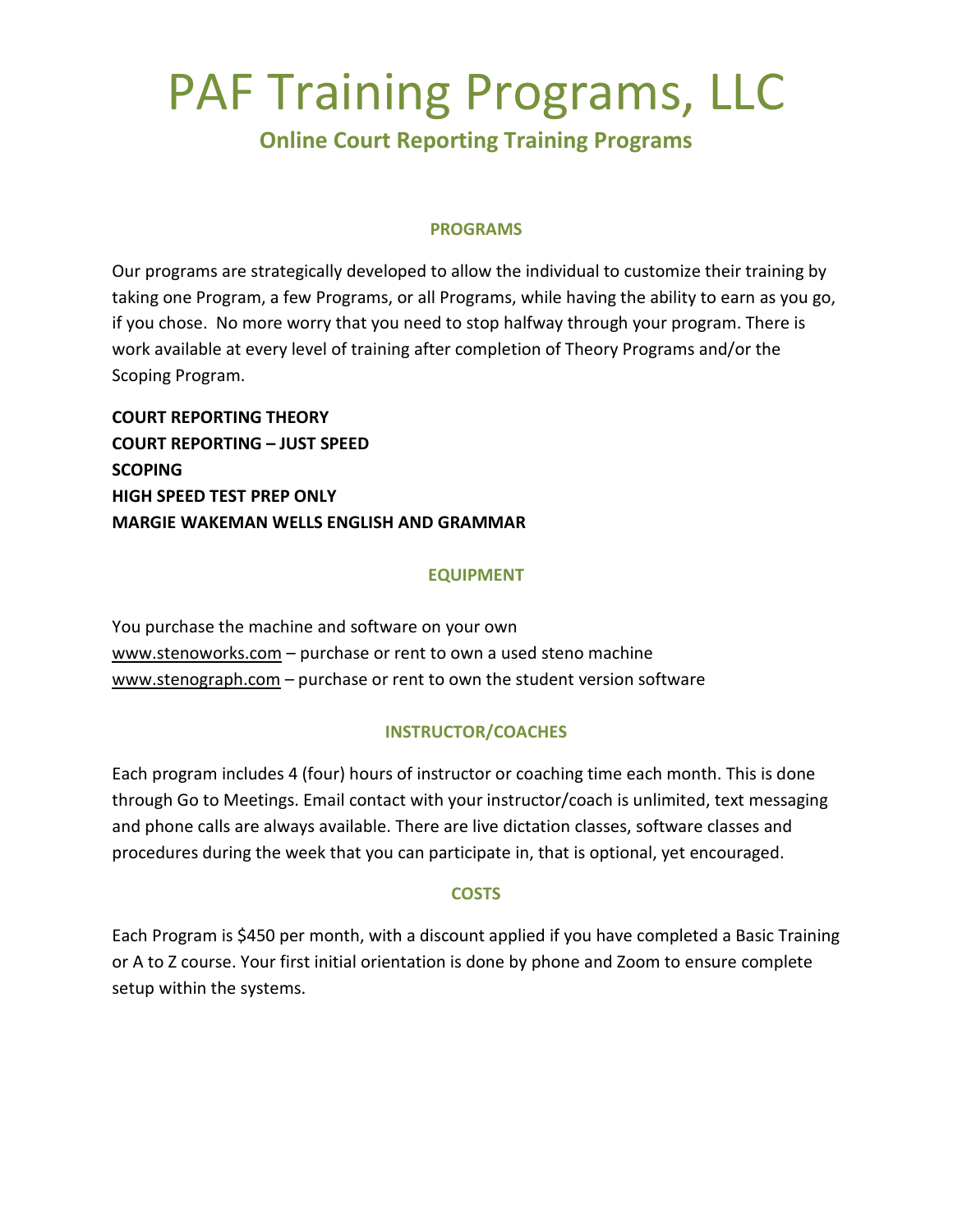# PAF Training Programs, LLC

## Online Court Reporting Training Programs

### PROGRAMS

Our programs are strategically developed to allow the individual to customize their training by taking one Program, a few Programs, or all Programs, while having the ability to earn as you go, if you chose. No more worry that you need to stop halfway through your program. There is work available at every level of training after completion of Theory Programs and/or the Scoping Program.

**COURT REPORTING THEORY**
**COURT REPORTING – JUST SPEED**
**SCOPING**
**HIGH SPEED TEST PREP ONLY**
**MARGIE WAKEMAN WELLS ENGLISH AND GRAMMAR**

### EQUIPMENT

You purchase the machine and software on your own
www.stenoworks.com – purchase or rent to own a used steno machine
www.stenograph.com – purchase or rent to own the student version software

### INSTRUCTOR/COACHES

Each program includes 4 (four) hours of instructor or coaching time each month. This is done through Go to Meetings. Email contact with your instructor/coach is unlimited, text messaging and phone calls are always available. There are live dictation classes, software classes and procedures during the week that you can participate in, that is optional, yet encouraged.

### COSTS

Each Program is $450 per month, with a discount applied if you have completed a Basic Training or A to Z course. Your first initial orientation is done by phone and Zoom to ensure complete setup within the systems.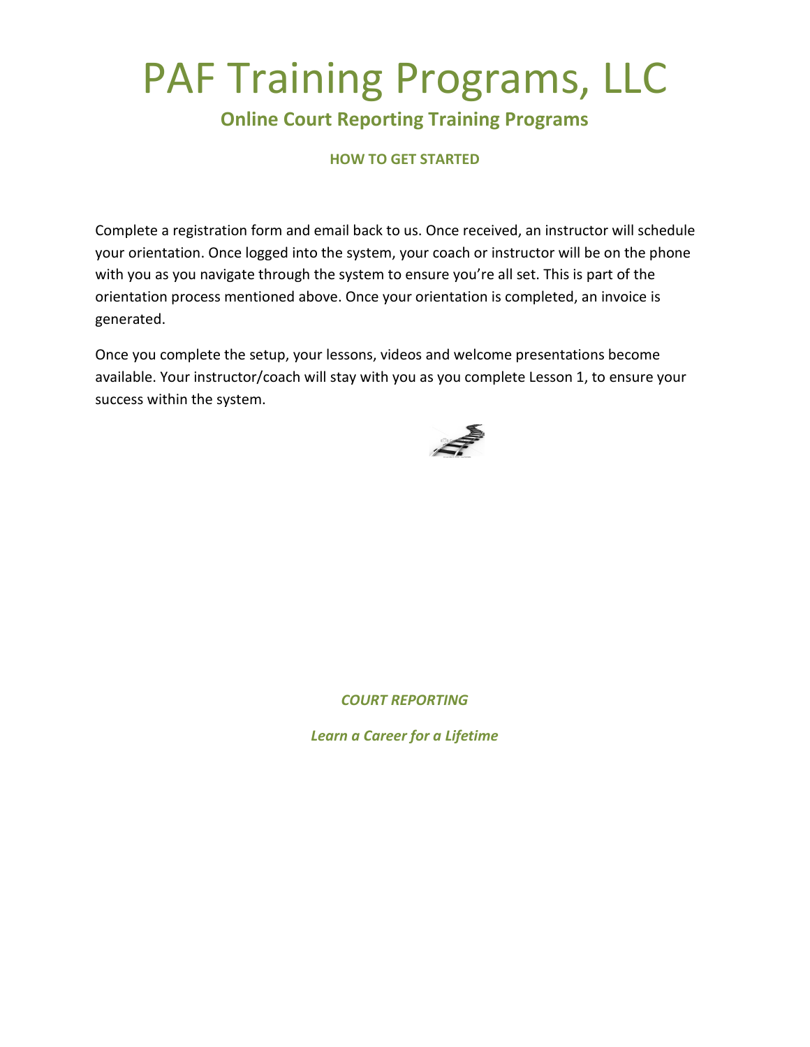# PAF Training Programs, LLC

## Online Court Reporting Training Programs

### HOW TO GET STARTED

Complete a registration form and email back to us. Once received, an instructor will schedule your orientation. Once logged into the system, your coach or instructor will be on the phone with you as you navigate through the system to ensure you're all set. This is part of the orientation process mentioned above. Once your orientation is completed, an invoice is generated.

Once you complete the setup, your lessons, videos and welcome presentations become available. Your instructor/coach will stay with you as you complete Lesson 1, to ensure your success within the system.

***COURT REPORTING***

***Learn a Career for a Lifetime***